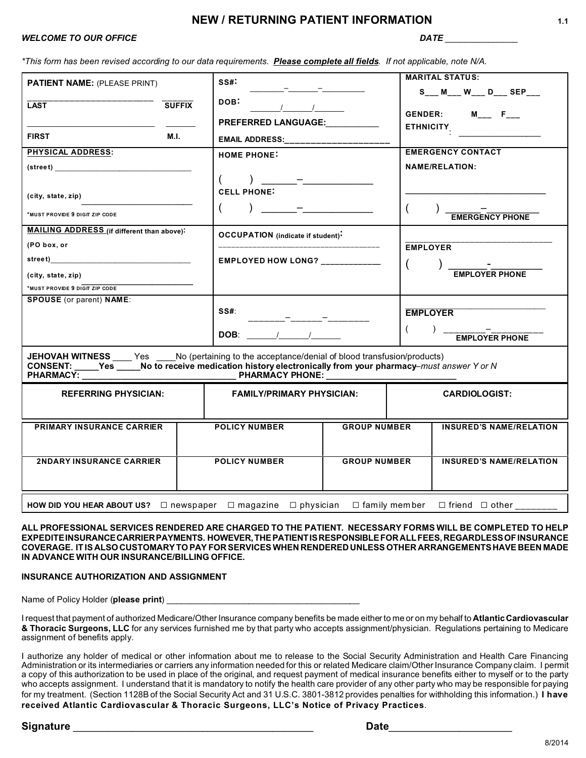# NEW / RETURNING PATIENT INFORMATION

1.1

***WELCOME TO OUR OFFICE*** ***DATE*** _______________

*\*This form has been revised according to our data requirements. **Please complete all fields**. If not applicable, note N/A.*

| | | |
|---|---|---|
| **PATIENT NAME:** (PLEASE PRINT)<br>___________________________ _______<br>**LAST** **SUFFIX**<br>___________________________ _______<br>**FIRST** **M.I.** | **SS#:** ________–_______–__________<br>**DOB:** _______/_______/_______<br>**PREFERRED LANGUAGE:**___________<br>**EMAIL ADDRESS:**______________________ | **MARITAL STATUS:**<br>S___ M___ W___ D___ SEP___<br>**GENDER:** M___ F___<br>**ETHNICITY**: __________________ |
| **PHYSICAL ADDRESS:**<br>(street) _________________________________<br>(city, state, zip) _________________________<br>*MUST PROVIDE 9 DIGIT ZIP CODE | **HOME PHONE:**<br>( ) _______–______________<br>**CELL PHONE:**<br>( ) _______–______________ | **EMERGENCY CONTACT NAME/RELATION:**<br>_______________________________<br>( ) _______–___________<br>**EMERGENCY PHONE** |
| **MAILING ADDRESS** (if different than above):<br>(PO box, or street)_________________________________<br>(city, state, zip) _________________________<br>*MUST PROVIDE 9 DIGIT ZIP CODE | **OCCUPATION** (indicate if student):<br>_____________________________________<br>**EMPLOYED HOW LONG?** _____________ | _______________________________<br>**EMPLOYER**<br>( ) _______-___________<br>**EMPLOYER PHONE** |
| **SPOUSE** (or parent) **NAME**: | **SS#**: ________–_______–_________<br>**DOB**: ______/______/______ | _______________________________<br>**EMPLOYER**<br>( ) _________–___________<br>**EMPLOYER PHONE** |

**JEHOVAH WITNESS** ____ Yes ____No (pertaining to the acceptance/denial of blood transfusion/products)
**CONSENT:** _____**Yes** _____**No to receive medication history electronically from your pharmacy**–*must answer Y or N*
**PHARMACY:** ________________________________ **PHARMACY PHONE:** ___________________________

| REFERRING PHYSICIAN: | FAMILY/PRIMARY PHYSICIAN: | CARDIOLOGIST: |
|---|---|---|
| | | |

| PRIMARY INSURANCE CARRIER | POLICY NUMBER | GROUP NUMBER | INSURED'S NAME/RELATION |
|---|---|---|---|
| | | | |
| **2NDARY INSURANCE CARRIER** | **POLICY NUMBER** | **GROUP NUMBER** | **INSURED'S NAME/RELATION** |
| | | | |

**HOW DID YOU HEAR ABOUT US?** ☐ newspaper ☐ magazine ☐ physician ☐ family member ☐ friend ☐ other ________

**ALL PROFESSIONAL SERVICES RENDERED ARE CHARGED TO THE PATIENT. NECESSARY FORMS WILL BE COMPLETED TO HELP EXPEDITE INSURANCE CARRIER PAYMENTS. HOWEVER, THE PATIENT IS RESPONSIBLE FOR ALL FEES, REGARDLESS OF INSURANCE COVERAGE. IT IS ALSO CUSTOMARY TO PAY FOR SERVICES WHEN RENDERED UNLESS OTHER ARRANGEMENTS HAVE BEEN MADE IN ADVANCE WITH OUR INSURANCE/BILLING OFFICE.**

**INSURANCE AUTHORIZATION AND ASSIGNMENT**

Name of Policy Holder (**please print**) ________________________________________

I request that payment of authorized Medicare/Other Insurance company benefits be made either to me or on my behalf to **Atlantic Cardiovascular & Thoracic Surgeons, LLC** for any services furnished me by that party who accepts assignment/physician. Regulations pertaining to Medicare assignment of benefits apply.

I authorize any holder of medical or other information about me to release to the Social Security Administration and Health Care Financing Administration or its intermediaries or carriers any information needed for this or related Medicare claim/Other Insurance Company claim. I permit a copy of this authorization to be used in place of the original, and request payment of medical insurance benefits either to myself or to the party who accepts assignment. I understand that it is mandatory to notify the health care provider of any other party who may be responsible for paying for my treatment. (Section 1128B of the Social Security Act and 31 U.S.C. 3801-3812 provides penalties for withholding this information.) **I have received Atlantic Cardiovascular & Thoracic Surgeons, LLC's Notice of Privacy Practices**.

**Signature** ____________________________________________ **Date**______________________

8/2014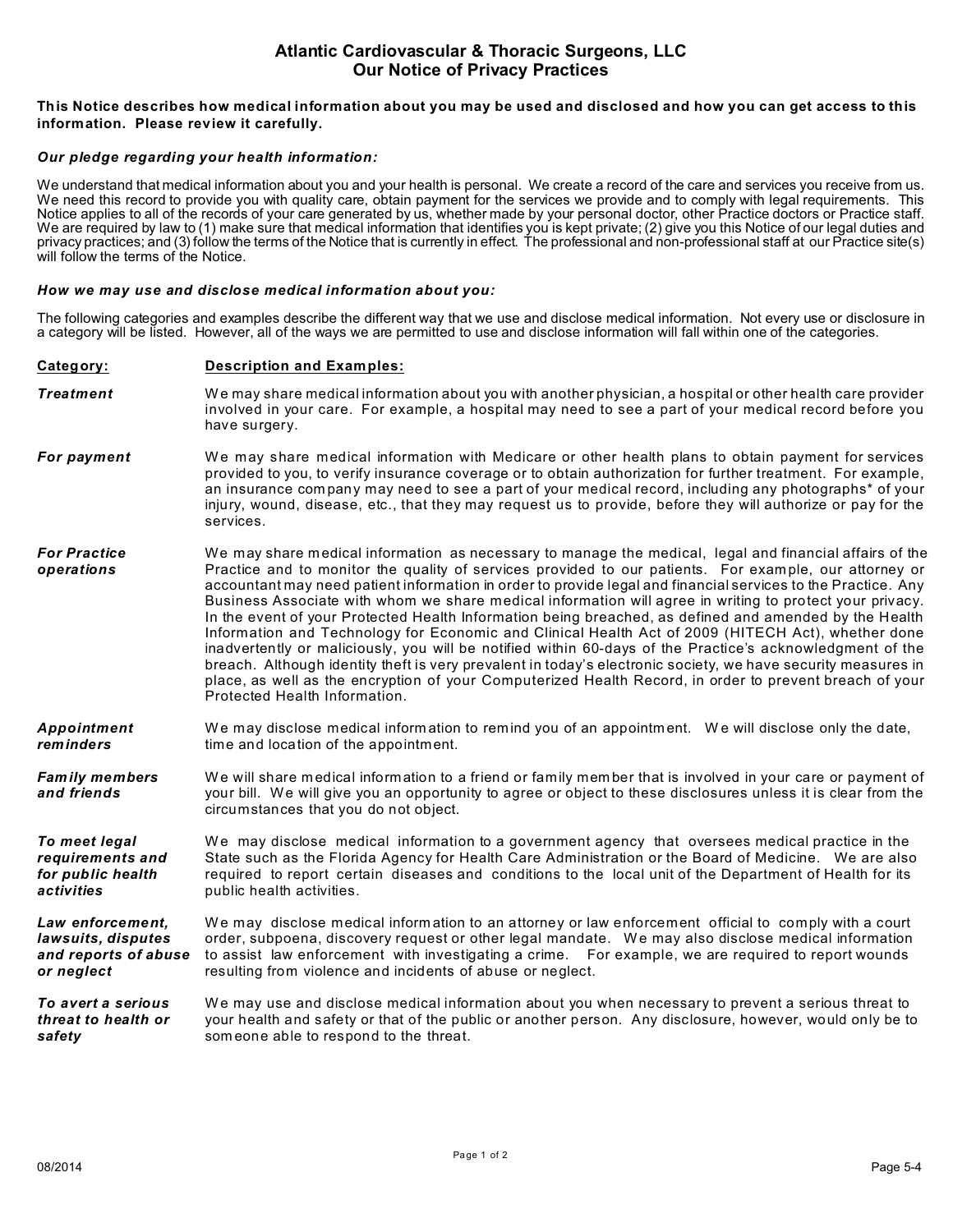# Atlantic Cardiovascular & Thoracic Surgeons, LLC
## Our Notice of Privacy Practices

**This Notice describes how medical information about you may be used and disclosed and how you can get access to this information. Please review it carefully.**

***Our pledge regarding your health information:***

We understand that medical information about you and your health is personal. We create a record of the care and services you receive from us. We need this record to provide you with quality care, obtain payment for the services we provide and to comply with legal requirements. This Notice applies to all of the records of your care generated by us, whether made by your personal doctor, other Practice doctors or Practice staff. We are required by law to (1) make sure that medical information that identifies you is kept private; (2) give you this Notice of our legal duties and privacy practices; and (3) follow the terms of the Notice that is currently in effect. The professional and non-professional staff at our Practice site(s) will follow the terms of the Notice.

***How we may use and disclose medical information about you:***

The following categories and examples describe the different way that we use and disclose medical information. Not every use or disclosure in a category will be listed. However, all of the ways we are permitted to use and disclose information will fall within one of the categories.

| **Category:** | **Description and Examples:** |
|---|---|
| ***Treatment*** | We may share medical information about you with another physician, a hospital or other health care provider involved in your care. For example, a hospital may need to see a part of your medical record before you have surgery. |
| ***For payment*** | We may share medical information with Medicare or other health plans to obtain payment for services provided to you, to verify insurance coverage or to obtain authorization for further treatment. For example, an insurance company may need to see a part of your medical record, including any photographs* of your injury, wound, disease, etc., that they may request us to provide, before they will authorize or pay for the services. |
| ***For Practice operations*** | We may share medical information as necessary to manage the medical, legal and financial affairs of the Practice and to monitor the quality of services provided to our patients. For example, our attorney or accountant may need patient information in order to provide legal and financial services to the Practice. Any Business Associate with whom we share medical information will agree in writing to protect your privacy. In the event of your Protected Health Information being breached, as defined and amended by the Health Information and Technology for Economic and Clinical Health Act of 2009 (HITECH Act), whether done inadvertently or maliciously, you will be notified within 60-days of the Practice's acknowledgment of the breach. Although identity theft is very prevalent in today's electronic society, we have security measures in place, as well as the encryption of your Computerized Health Record, in order to prevent breach of your Protected Health Information. |
| ***Appointment reminders*** | We may disclose medical information to remind you of an appointment. We will disclose only the date, time and location of the appointment. |
| ***Family members and friends*** | We will share medical information to a friend or family member that is involved in your care or payment of your bill. We will give you an opportunity to agree or object to these disclosures unless it is clear from the circumstances that you do not object. |
| ***To meet legal requirements and for public health activities*** | We may disclose medical information to a government agency that oversees medical practice in the State such as the Florida Agency for Health Care Administration or the Board of Medicine. We are also required to report certain diseases and conditions to the local unit of the Department of Health for its public health activities. |
| ***Law enforcement, lawsuits, disputes and reports of abuse or neglect*** | We may disclose medical information to an attorney or law enforcement official to comply with a court order, subpoena, discovery request or other legal mandate. We may also disclose medical information to assist law enforcement with investigating a crime. For example, we are required to report wounds resulting from violence and incidents of abuse or neglect. |
| ***To avert a serious threat to health or safety*** | We may use and disclose medical information about you when necessary to prevent a serious threat to your health and safety or that of the public or another person. Any disclosure, however, would only be to someone able to respond to the threat. |

08/2014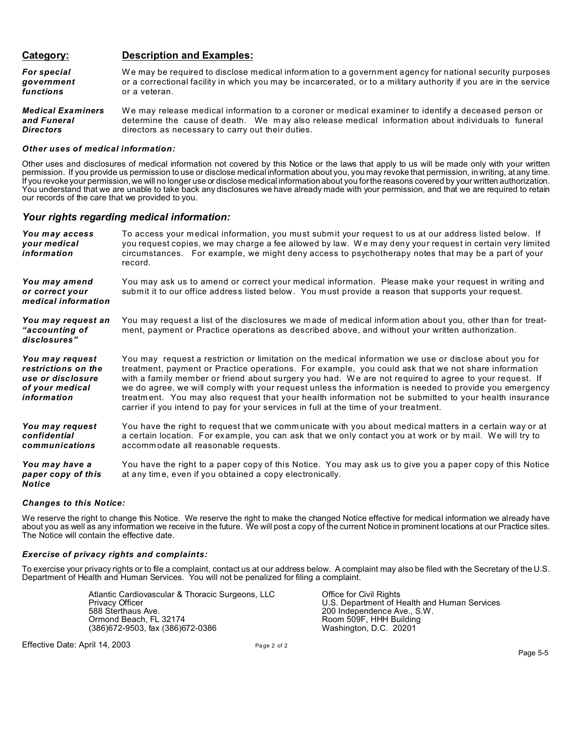| **Category:** | **Description and Examples:** |
|---|---|
| ***For special government functions*** | We may be required to disclose medical information to a government agency for national security purposes or a correctional facility in which you may be incarcerated, or to a military authority if you are in the service or a veteran. |
| ***Medical Examiners and Funeral Directors*** | We may release medical information to a coroner or medical examiner to identify a deceased person or determine the cause of death. We may also release medical information about individuals to funeral directors as necessary to carry out their duties. |

***Other uses of medical information:***

Other uses and disclosures of medical information not covered by this Notice or the laws that apply to us will be made only with your written permission. If you provide us permission to use or disclose medical information about you, you may revoke that permission, in writing, at any time. If you revoke your permission, we will no longer use or disclose medical information about you for the reasons covered by your written authorization. You understand that we are unable to take back any disclosures we have already made with your permission, and that we are required to retain our records of the care that we provided to you.

## *Your rights regarding medical information:*

| | |
|---|---|
| ***You may access your medical information*** | To access your medical information, you must submit your request to us at our address listed below. If you request copies, we may charge a fee allowed by law. We may deny your request in certain very limited circumstances. For example, we might deny access to psychotherapy notes that may be a part of your record. |
| ***You may amend or correct your medical information*** | You may ask us to amend or correct your medical information. Please make your request in writing and submit it to our office address listed below. You must provide a reason that supports your request. |
| ***You may request an "accounting of disclosures"*** | You may request a list of the disclosures we made of medical information about you, other than for treatment, payment or Practice operations as described above, and without your written authorization. |
| ***You may request restrictions on the use or disclosure of your medical information*** | You may request a restriction or limitation on the medical information we use or disclose about you for treatment, payment or Practice operations. For example, you could ask that we not share information with a family member or friend about surgery you had. We are not required to agree to your request. If we do agree, we will comply with your request unless the information is needed to provide you emergency treatment. You may also request that your health information not be submitted to your health insurance carrier if you intend to pay for your services in full at the time of your treatment. |
| ***You may request confidential communications*** | You have the right to request that we communicate with you about medical matters in a certain way or at a certain location. For example, you can ask that we only contact you at work or by mail. We will try to accommodate all reasonable requests. |
| ***You may have a paper copy of this Notice*** | You have the right to a paper copy of this Notice. You may ask us to give you a paper copy of this Notice at any time, even if you obtained a copy electronically. |

***Changes to this Notice:***

We reserve the right to change this Notice. We reserve the right to make the changed Notice effective for medical information we already have about you as well as any information we receive in the future. We will post a copy of the current Notice in prominent locations at our Practice sites. The Notice will contain the effective date.

***Exercise of privacy rights and complaints:***

To exercise your privacy rights or to file a complaint, contact us at our address below. A complaint may also be filed with the Secretary of the U.S. Department of Health and Human Services. You will not be penalized for filing a complaint.

Atlantic Cardiovascular & Thoracic Surgeons, LLC
Privacy Officer
588 Sterthaus Ave.
Ormond Beach, FL 32174
(386)672-9503, fax (386)672-0386

Office for Civil Rights
U.S. Department of Health and Human Services
200 Independence Ave., S.W.
Room 509F, HHH Building
Washington, D.C. 20201

Effective Date: April 14, 2003